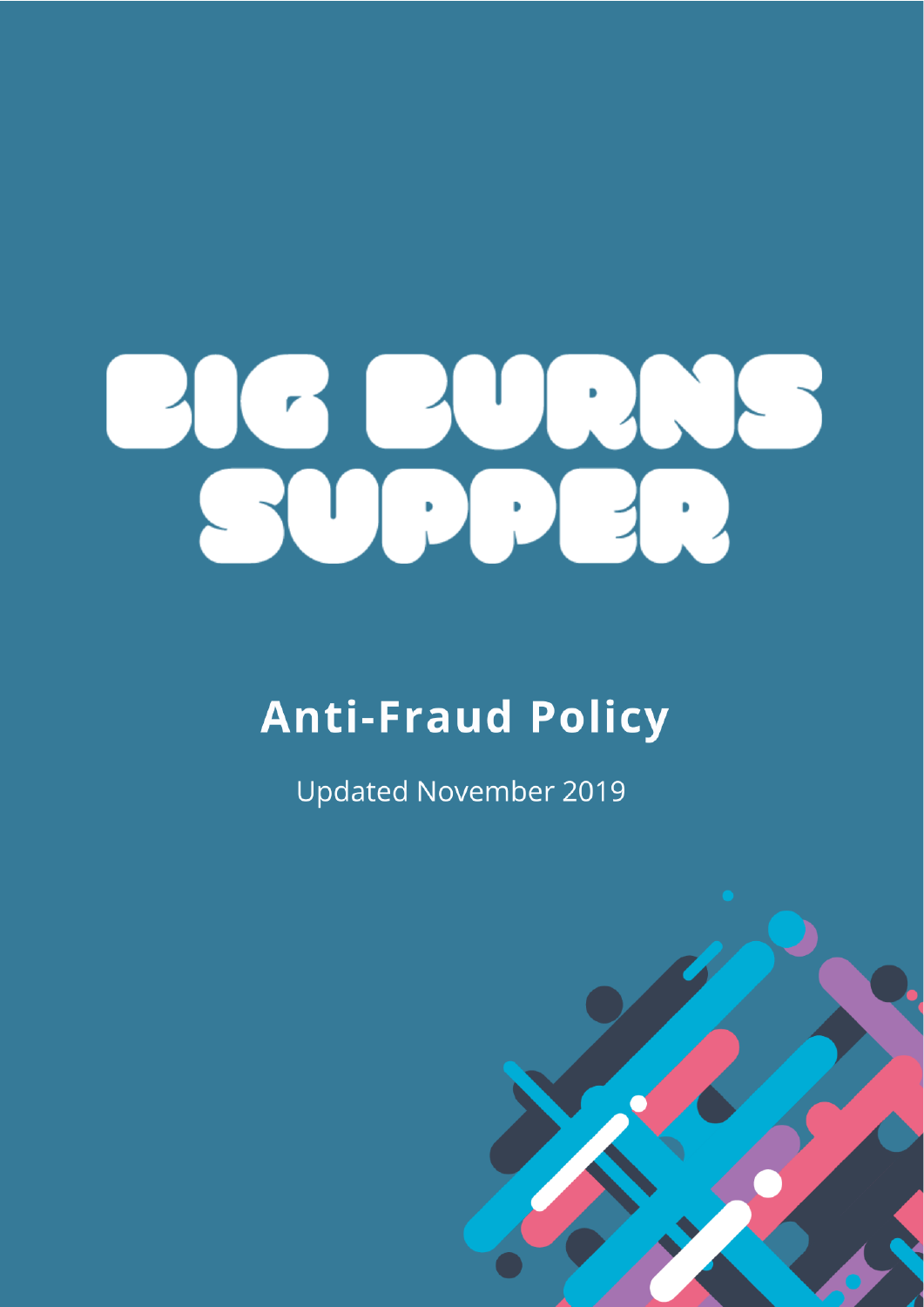# BIG BURNS SUPPER

## Anti-Fraud Policy

Updated November 2019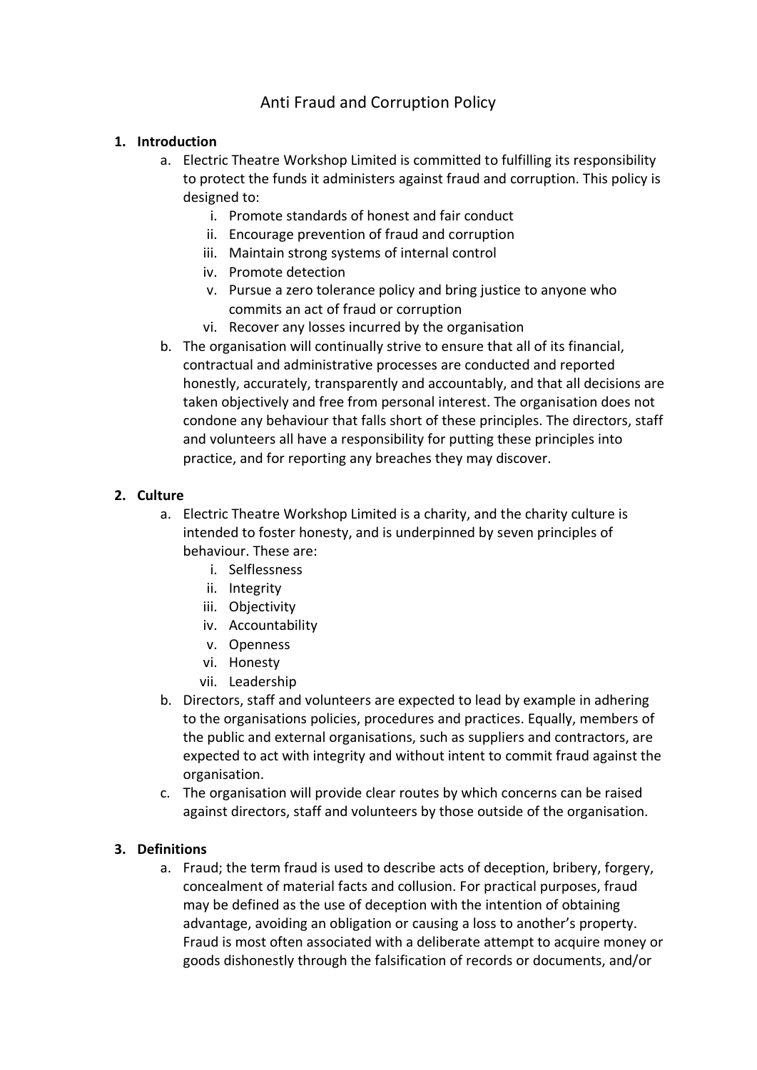# Anti Fraud and Corruption Policy

1. **Introduction**
    a. Electric Theatre Workshop Limited is committed to fulfilling its responsibility to protect the funds it administers against fraud and corruption. This policy is designed to:
        i. Promote standards of honest and fair conduct
        ii. Encourage prevention of fraud and corruption
        iii. Maintain strong systems of internal control
        iv. Promote detection
        v. Pursue a zero tolerance policy and bring justice to anyone who commits an act of fraud or corruption
        vi. Recover any losses incurred by the organisation

    b. The organisation will continually strive to ensure that all of its financial, contractual and administrative processes are conducted and reported honestly, accurately, transparently and accountably, and that all decisions are taken objectively and free from personal interest. The organisation does not condone any behaviour that falls short of these principles. The directors, staff and volunteers all have a responsibility for putting these principles into practice, and for reporting any breaches they may discover.

2. **Culture**
    a. Electric Theatre Workshop Limited is a charity, and the charity culture is intended to foster honesty, and is underpinned by seven principles of behaviour. These are:
        i. Selflessness
        ii. Integrity
        iii. Objectivity
        iv. Accountability
        v. Openness
        vi. Honesty
        vii. Leadership

    b. Directors, staff and volunteers are expected to lead by example in adhering to the organisations policies, procedures and practices. Equally, members of the public and external organisations, such as suppliers and contractors, are expected to act with integrity and without intent to commit fraud against the organisation.

    c. The organisation will provide clear routes by which concerns can be raised against directors, staff and volunteers by those outside of the organisation.

3. **Definitions**
    a. Fraud; the term fraud is used to describe acts of deception, bribery, forgery, concealment of material facts and collusion. For practical purposes, fraud may be defined as the use of deception with the intention of obtaining advantage, avoiding an obligation or causing a loss to another's property. Fraud is most often associated with a deliberate attempt to acquire money or goods dishonestly through the falsification of records or documents, and/or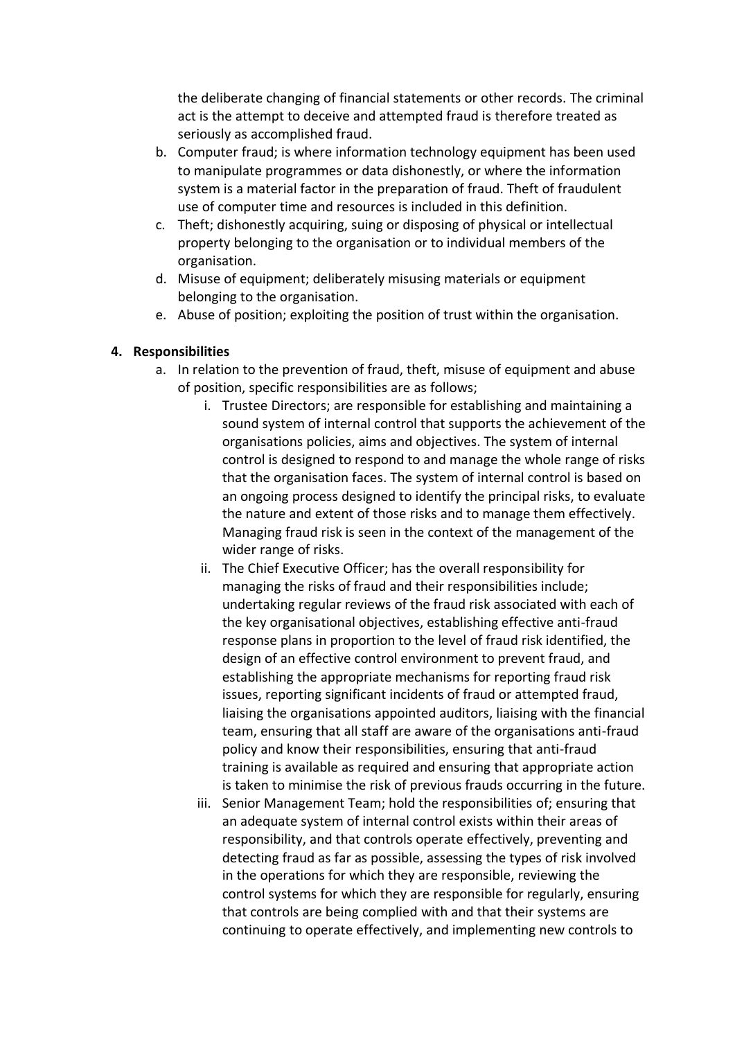the deliberate changing of financial statements or other records. The criminal act is the attempt to deceive and attempted fraud is therefore treated as seriously as accomplished fraud.

b. Computer fraud; is where information technology equipment has been used to manipulate programmes or data dishonestly, or where the information system is a material factor in the preparation of fraud. Theft of fraudulent use of computer time and resources is included in this definition.
c. Theft; dishonestly acquiring, suing or disposing of physical or intellectual property belonging to the organisation or to individual members of the organisation.
d. Misuse of equipment; deliberately misusing materials or equipment belonging to the organisation.
e. Abuse of position; exploiting the position of trust within the organisation.

**4. Responsibilities**

a. In relation to the prevention of fraud, theft, misuse of equipment and abuse of position, specific responsibilities are as follows;
    i. Trustee Directors; are responsible for establishing and maintaining a sound system of internal control that supports the achievement of the organisations policies, aims and objectives. The system of internal control is designed to respond to and manage the whole range of risks that the organisation faces. The system of internal control is based on an ongoing process designed to identify the principal risks, to evaluate the nature and extent of those risks and to manage them effectively. Managing fraud risk is seen in the context of the management of the wider range of risks.
    ii. The Chief Executive Officer; has the overall responsibility for managing the risks of fraud and their responsibilities include; undertaking regular reviews of the fraud risk associated with each of the key organisational objectives, establishing effective anti-fraud response plans in proportion to the level of fraud risk identified, the design of an effective control environment to prevent fraud, and establishing the appropriate mechanisms for reporting fraud risk issues, reporting significant incidents of fraud or attempted fraud, liaising the organisations appointed auditors, liaising with the financial team, ensuring that all staff are aware of the organisations anti-fraud policy and know their responsibilities, ensuring that anti-fraud training is available as required and ensuring that appropriate action is taken to minimise the risk of previous frauds occurring in the future.
    iii. Senior Management Team; hold the responsibilities of; ensuring that an adequate system of internal control exists within their areas of responsibility, and that controls operate effectively, preventing and detecting fraud as far as possible, assessing the types of risk involved in the operations for which they are responsible, reviewing the control systems for which they are responsible for regularly, ensuring that controls are being complied with and that their systems are continuing to operate effectively, and implementing new controls to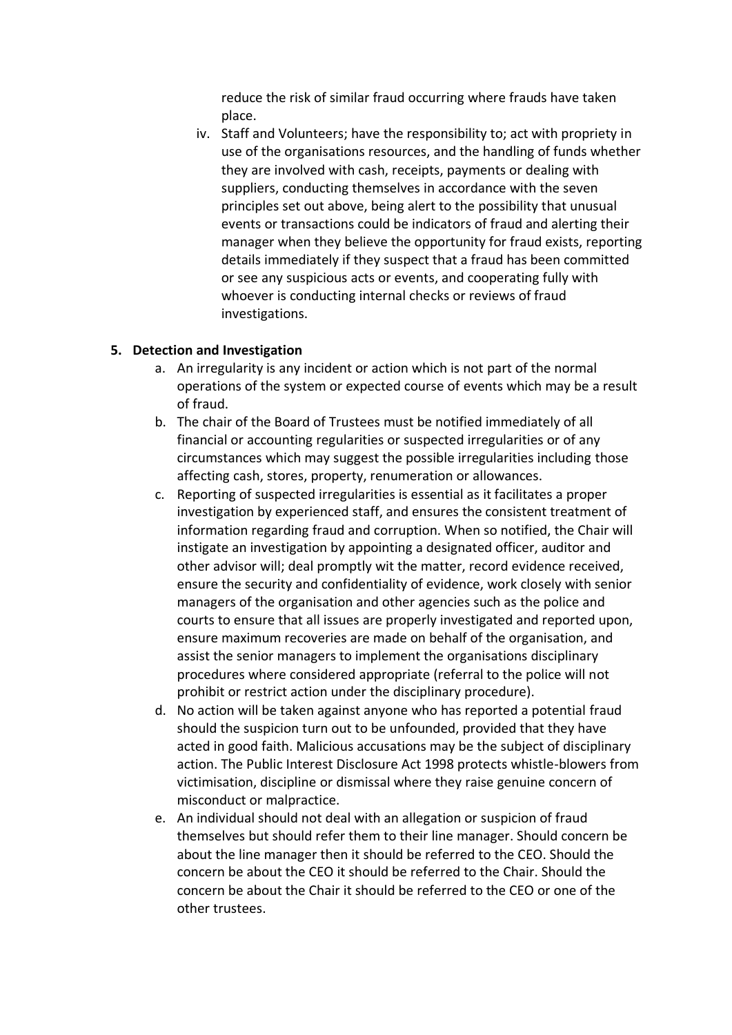reduce the risk of similar fraud occurring where frauds have taken place.

iv. Staff and Volunteers; have the responsibility to; act with propriety in use of the organisations resources, and the handling of funds whether they are involved with cash, receipts, payments or dealing with suppliers, conducting themselves in accordance with the seven principles set out above, being alert to the possibility that unusual events or transactions could be indicators of fraud and alerting their manager when they believe the opportunity for fraud exists, reporting details immediately if they suspect that a fraud has been committed or see any suspicious acts or events, and cooperating fully with whoever is conducting internal checks or reviews of fraud investigations.

**5. Detection and Investigation**

a. An irregularity is any incident or action which is not part of the normal operations of the system or expected course of events which may be a result of fraud.

b. The chair of the Board of Trustees must be notified immediately of all financial or accounting regularities or suspected irregularities or of any circumstances which may suggest the possible irregularities including those affecting cash, stores, property, renumeration or allowances.

c. Reporting of suspected irregularities is essential as it facilitates a proper investigation by experienced staff, and ensures the consistent treatment of information regarding fraud and corruption. When so notified, the Chair will instigate an investigation by appointing a designated officer, auditor and other advisor will; deal promptly wit the matter, record evidence received, ensure the security and confidentiality of evidence, work closely with senior managers of the organisation and other agencies such as the police and courts to ensure that all issues are properly investigated and reported upon, ensure maximum recoveries are made on behalf of the organisation, and assist the senior managers to implement the organisations disciplinary procedures where considered appropriate (referral to the police will not prohibit or restrict action under the disciplinary procedure).

d. No action will be taken against anyone who has reported a potential fraud should the suspicion turn out to be unfounded, provided that they have acted in good faith. Malicious accusations may be the subject of disciplinary action. The Public Interest Disclosure Act 1998 protects whistle-blowers from victimisation, discipline or dismissal where they raise genuine concern of misconduct or malpractice.

e. An individual should not deal with an allegation or suspicion of fraud themselves but should refer them to their line manager. Should concern be about the line manager then it should be referred to the CEO. Should the concern be about the CEO it should be referred to the Chair. Should the concern be about the Chair it should be referred to the CEO or one of the other trustees.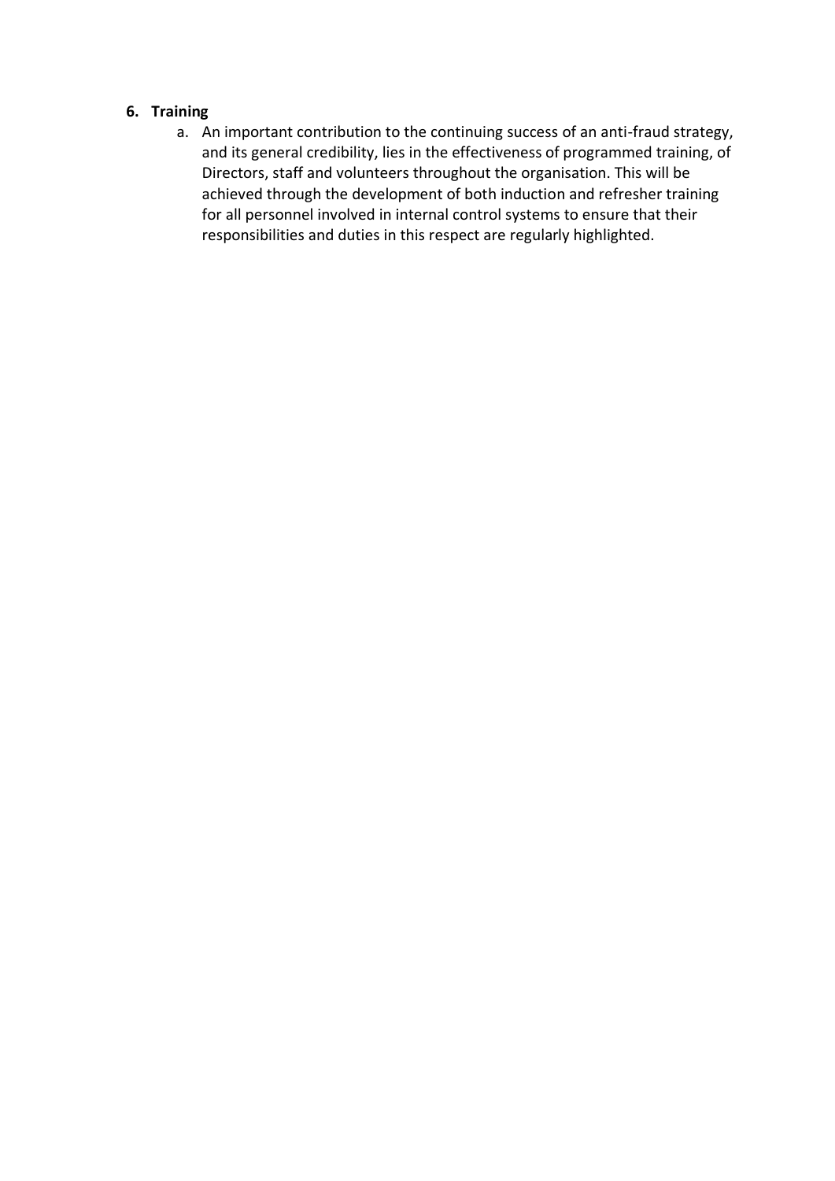6. **Training**

   a. An important contribution to the continuing success of an anti-fraud strategy, and its general credibility, lies in the effectiveness of programmed training, of Directors, staff and volunteers throughout the organisation. This will be achieved through the development of both induction and refresher training for all personnel involved in internal control systems to ensure that their responsibilities and duties in this respect are regularly highlighted.